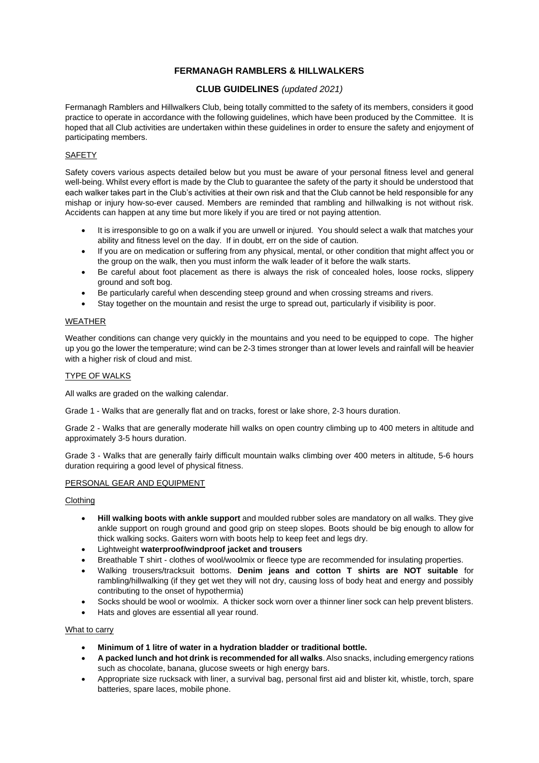# FERMANAGH RAMBLERS & HILLWALKERS

## CLUB GUIDELINES *(updated 2021)*

Fermanagh Ramblers and Hillwalkers Club, being totally committed to the safety of its members, considers it good practice to operate in accordance with the following guidelines, which have been produced by the Committee. It is hoped that all Club activities are undertaken within these guidelines in order to ensure the safety and enjoyment of participating members.

### SAFETY

Safety covers various aspects detailed below but you must be aware of your personal fitness level and general well-being. Whilst every effort is made by the Club to guarantee the safety of the party it should be understood that each walker takes part in the Club's activities at their own risk and that the Club cannot be held responsible for any mishap or injury how-so-ever caused. Members are reminded that rambling and hillwalking is not without risk. Accidents can happen at any time but more likely if you are tired or not paying attention.

- It is irresponsible to go on a walk if you are unwell or injured. You should select a walk that matches your ability and fitness level on the day. If in doubt, err on the side of caution.
- If you are on medication or suffering from any physical, mental, or other condition that might affect you or the group on the walk, then you must inform the walk leader of it before the walk starts.
- Be careful about foot placement as there is always the risk of concealed holes, loose rocks, slippery ground and soft bog.
- Be particularly careful when descending steep ground and when crossing streams and rivers.
- Stay together on the mountain and resist the urge to spread out, particularly if visibility is poor.

### WEATHER

Weather conditions can change very quickly in the mountains and you need to be equipped to cope. The higher up you go the lower the temperature; wind can be 2-3 times stronger than at lower levels and rainfall will be heavier with a higher risk of cloud and mist.

### TYPE OF WALKS

All walks are graded on the walking calendar.

Grade 1 - Walks that are generally flat and on tracks, forest or lake shore, 2-3 hours duration.

Grade 2 - Walks that are generally moderate hill walks on open country climbing up to 400 meters in altitude and approximately 3-5 hours duration.

Grade 3 - Walks that are generally fairly difficult mountain walks climbing over 400 meters in altitude, 5-6 hours duration requiring a good level of physical fitness.

### PERSONAL GEAR AND EQUIPMENT

#### Clothing

- **Hill walking boots with ankle support** and moulded rubber soles are mandatory on all walks. They give ankle support on rough ground and good grip on steep slopes. Boots should be big enough to allow for thick walking socks. Gaiters worn with boots help to keep feet and legs dry.
- Lightweight **waterproof/windproof jacket and trousers**
- Breathable T shirt - clothes of wool/woolmix or fleece type are recommended for insulating properties.
- Walking trousers/tracksuit bottoms. **Denim jeans and cotton T shirts are NOT suitable** for rambling/hillwalking (if they get wet they will not dry, causing loss of body heat and energy and possibly contributing to the onset of hypothermia)
- Socks should be wool or woolmix. A thicker sock worn over a thinner liner sock can help prevent blisters.
- Hats and gloves are essential all year round.

#### What to carry

- **Minimum of 1 litre of water in a hydration bladder or traditional bottle.**
- **A packed lunch and hot drink is recommended for all walks**. Also snacks, including emergency rations such as chocolate, banana, glucose sweets or high energy bars.
- Appropriate size rucksack with liner, a survival bag, personal first aid and blister kit, whistle, torch, spare batteries, spare laces, mobile phone.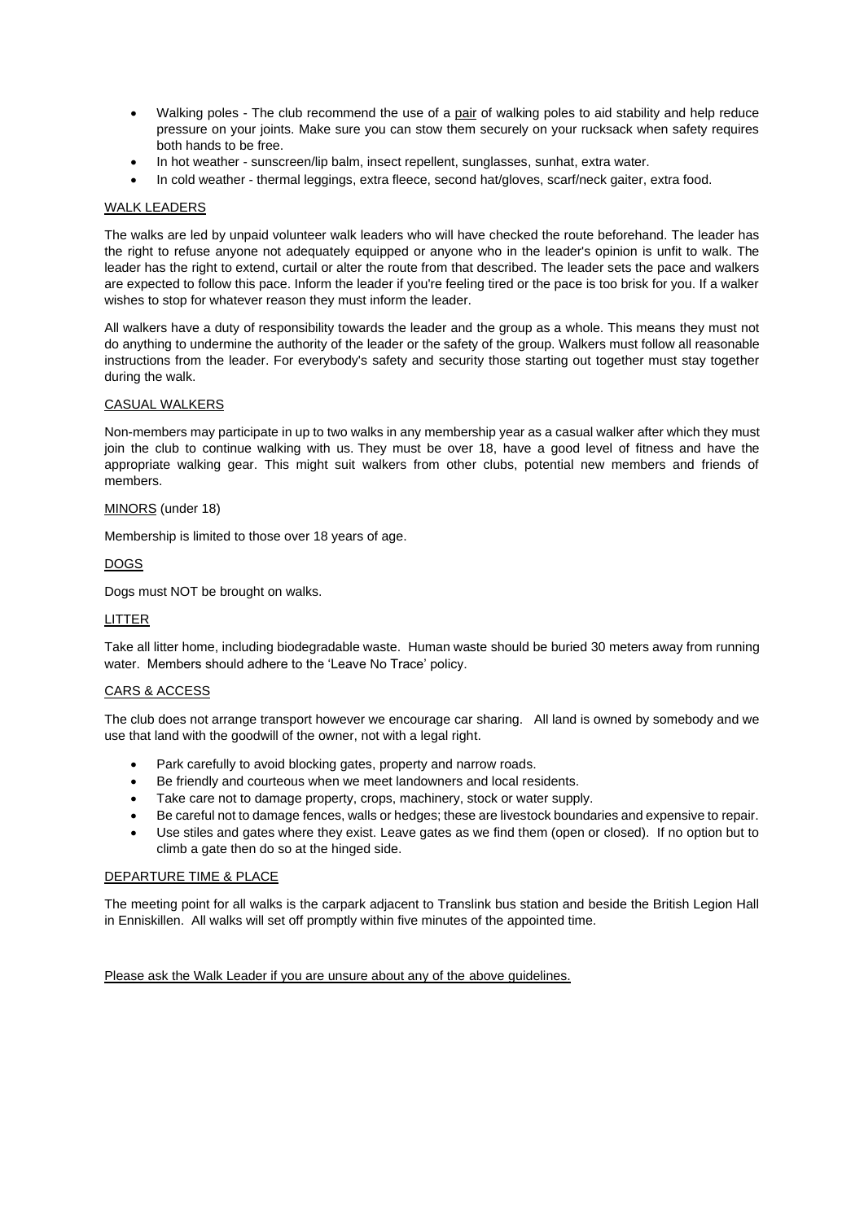- Walking poles - The club recommend the use of a pair of walking poles to aid stability and help reduce pressure on your joints. Make sure you can stow them securely on your rucksack when safety requires both hands to be free.
- In hot weather - sunscreen/lip balm, insect repellent, sunglasses, sunhat, extra water.
- In cold weather - thermal leggings, extra fleece, second hat/gloves, scarf/neck gaiter, extra food.

## WALK LEADERS

The walks are led by unpaid volunteer walk leaders who will have checked the route beforehand. The leader has the right to refuse anyone not adequately equipped or anyone who in the leader's opinion is unfit to walk. The leader has the right to extend, curtail or alter the route from that described. The leader sets the pace and walkers are expected to follow this pace. Inform the leader if you're feeling tired or the pace is too brisk for you. If a walker wishes to stop for whatever reason they must inform the leader.

All walkers have a duty of responsibility towards the leader and the group as a whole. This means they must not do anything to undermine the authority of the leader or the safety of the group. Walkers must follow all reasonable instructions from the leader. For everybody's safety and security those starting out together must stay together during the walk.

## CASUAL WALKERS

Non-members may participate in up to two walks in any membership year as a casual walker after which they must join the club to continue walking with us. They must be over 18, have a good level of fitness and have the appropriate walking gear. This might suit walkers from other clubs, potential new members and friends of members.

## MINORS (under 18)

Membership is limited to those over 18 years of age.

## DOGS

Dogs must NOT be brought on walks.

## LITTER

Take all litter home, including biodegradable waste. Human waste should be buried 30 meters away from running water. Members should adhere to the 'Leave No Trace' policy.

## CARS & ACCESS

The club does not arrange transport however we encourage car sharing. All land is owned by somebody and we use that land with the goodwill of the owner, not with a legal right.

- Park carefully to avoid blocking gates, property and narrow roads.
- Be friendly and courteous when we meet landowners and local residents.
- Take care not to damage property, crops, machinery, stock or water supply.
- Be careful not to damage fences, walls or hedges; these are livestock boundaries and expensive to repair.
- Use stiles and gates where they exist. Leave gates as we find them (open or closed). If no option but to climb a gate then do so at the hinged side.

## DEPARTURE TIME & PLACE

The meeting point for all walks is the carpark adjacent to Translink bus station and beside the British Legion Hall in Enniskillen. All walks will set off promptly within five minutes of the appointed time.

Please ask the Walk Leader if you are unsure about any of the above guidelines.